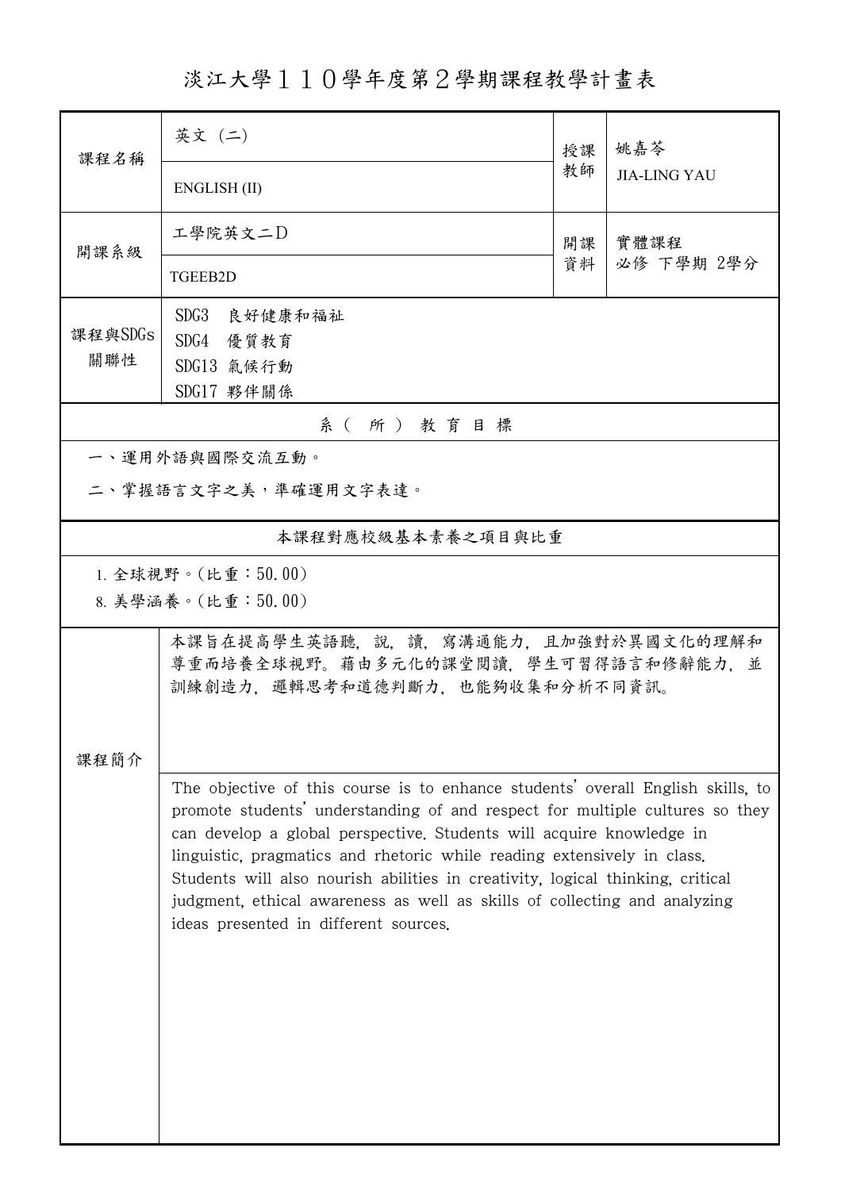# 淡江大學１１０學年度第２學期課程教學計畫表

| 課程名稱 | 英文 (二)<br>ENGLISH (II) | 授課教師 | 姚嘉苓<br>JIA-LING YAU |
|---|---|---|---|
| 開課系級 | 工學院英文二D<br>TGEEB2D | 開課資料 | 實體課程<br>必修 下學期 2學分 |
| 課程與SDGs關聯性 | SDG3 良好健康和福祉<br>SDG4 優質教育<br>SDG13 氣候行動<br>SDG17 夥伴關係 | | |

## 系（所）教育目標

一、運用外語與國際交流互動。

二、掌握語言文字之美，準確運用文字表達。

## 本課程對應校級基本素養之項目與比重

1. 全球視野。(比重：50.00)
8. 美學涵養。(比重：50.00)

## 課程簡介

本課旨在提高學生英語聽，說，讀，寫溝通能力，且加強對於異國文化的理解和尊重而培養全球視野。藉由多元化的課堂閱讀，學生可習得語言和修辭能力，並訓練創造力，邏輯思考和道德判斷力，也能夠收集和分析不同資訊。

The objective of this course is to enhance students' overall English skills, to promote students' understanding of and respect for multiple cultures so they can develop a global perspective. Students will acquire knowledge in linguistic, pragmatics and rhetoric while reading extensively in class. Students will also nourish abilities in creativity, logical thinking, critical judgment, ethical awareness as well as skills of collecting and analyzing ideas presented in different sources.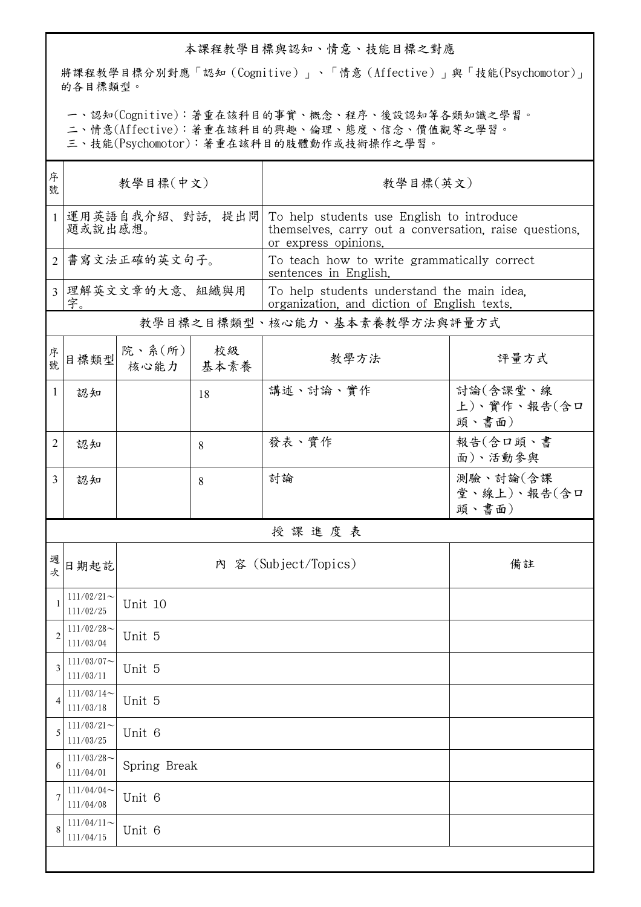## 本課程教學目標與認知、情意、技能目標之對應

將課程教學目標分別對應「認知（Cognitive）」、「情意（Affective）」與「技能(Psychomotor)」的各目標類型。

一、認知(Cognitive)：著重在該科目的事實、概念、程序、後設認知等各類知識之學習。
二、情意(Affective)：著重在該科目的興趣、倫理、態度、信念、價值觀等之學習。
三、技能(Psychomotor)：著重在該科目的肢體動作或技術操作之學習。

| 序號 | 教學目標(中文) | 教學目標(英文) |
|---|---|---|
| 1 | 運用英語自我介紹、對話，提出問題或說出感想。 | To help students use English to introduce themselves, carry out a conversation, raise questions, or express opinions. |
| 2 | 書寫文法正確的英文句子。 | To teach how to write grammatically correct sentences in English. |
| 3 | 理解英文文章的大意、組織與用字。 | To help students understand the main idea, organization, and diction of English texts. |

## 教學目之目標類型、核心能力、基本素養教學方法與評量方式

| 序號 | 目標類型 | 院、系(所)核心能力 | 校級基本素養 | 教學方法 | 評量方式 |
|---|---|---|---|---|---|
| 1 | 認知 | | 18 | 講述、討論、實作 | 討論(含課堂、線上)、實作、報告(含口頭、書面) |
| 2 | 認知 | | 8 | 發表、實作 | 報告(含口頭、書面)、活動參與 |
| 3 | 認知 | | 8 | 討論 | 測驗、討論(含課堂、線上)、報告(含口頭、書面) |

## 授 課 進 度 表

| 週次 | 日期起訖 | 內 容 (Subject/Topics) | 備註 |
|---|---|---|---|
| 1 | 111/02/21～111/02/25 | Unit 10 | |
| 2 | 111/02/28～111/03/04 | Unit 5 | |
| 3 | 111/03/07～111/03/11 | Unit 5 | |
| 4 | 111/03/14～111/03/18 | Unit 5 | |
| 5 | 111/03/21～111/03/25 | Unit 6 | |
| 6 | 111/03/28～111/04/01 | Spring Break | |
| 7 | 111/04/04～111/04/08 | Unit 6 | |
| 8 | 111/04/11～111/04/15 | Unit 6 | |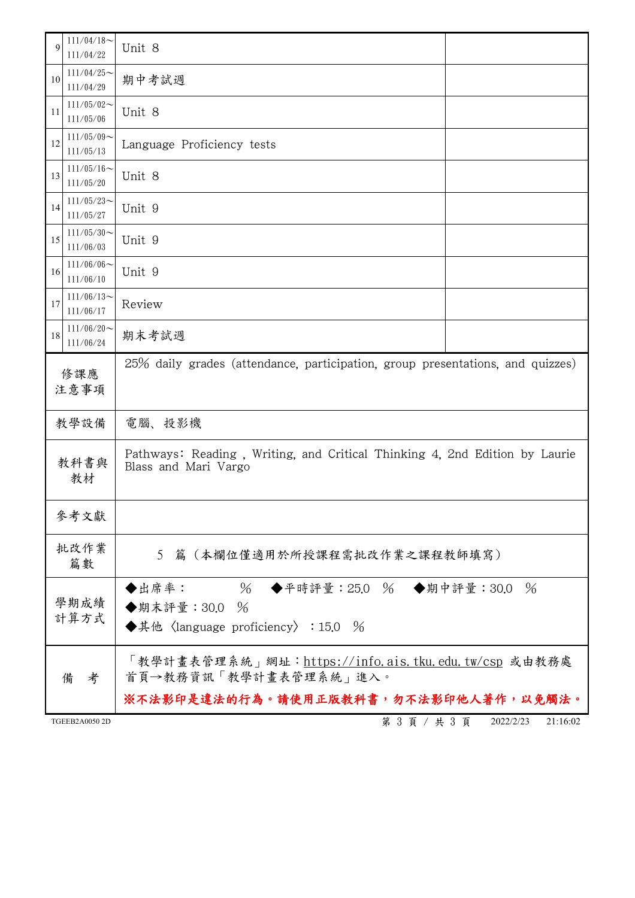| | | | |
|---|---|---|---|
| 9 | 111/04/18～<br>111/04/22 | Unit 8 | |
| 10 | 111/04/25～<br>111/04/29 | 期中考試週 | |
| 11 | 111/05/02～<br>111/05/06 | Unit 8 | |
| 12 | 111/05/09～<br>111/05/13 | Language Proficiency tests | |
| 13 | 111/05/16～<br>111/05/20 | Unit 8 | |
| 14 | 111/05/23～<br>111/05/27 | Unit 9 | |
| 15 | 111/05/30～<br>111/06/03 | Unit 9 | |
| 16 | 111/06/06～<br>111/06/10 | Unit 9 | |
| 17 | 111/06/13～<br>111/06/17 | Review | |
| 18 | 111/06/20～<br>111/06/24 | 期末考試週 | |

| | |
|---|---|
| 修課應注意事項 | 25% daily grades (attendance, participation, group presentations, and quizzes) |
| 教學設備 | 電腦、投影機 |
| 教科書與教材 | Pathways: Reading , Writing, and Critical Thinking 4, 2nd Edition by Laurie Blass and Mari Vargo |
| 參考文獻 | |
| 批改作業篇數 | 5 篇（本欄位僅適用於所授課程需批改作業之課程教師填寫） |
| 學期成績計算方式 | ◆出席率：　　％　◆平時評量：25.0　％　◆期中評量：30.0　％<br>◆期末評量：30.0　％<br>◆其他〈language proficiency〉：15.0　％ |
| 備　考 | 「教學計畫表管理系統」網址：https://info.ais.tku.edu.tw/csp 或由教務處首頁→教務資訊「教學計畫表管理系統」進入。<br>**※不法影印是違法的行為。請使用正版教科書，勿不法影印他人著作，以免觸法。** |

TGEEB2A0050 2D